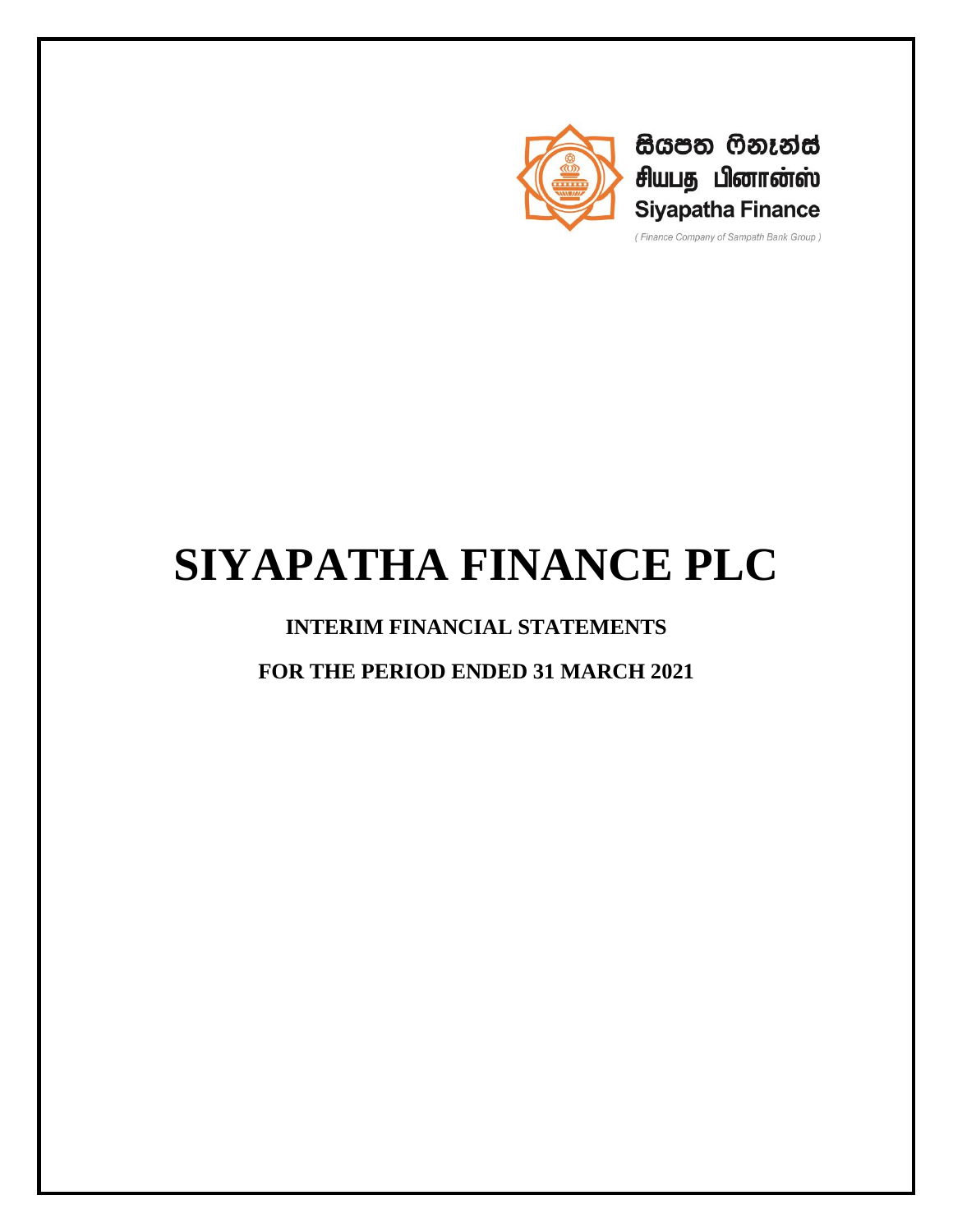සියපත ෆිනෑන්ස්
சியபத பினான்ஸ்
Siyapatha Finance

( Finance Company of Sampath Bank Group )

# SIYAPATHA FINANCE PLC

## INTERIM FINANCIAL STATEMENTS

## FOR THE PERIOD ENDED 31 MARCH 2021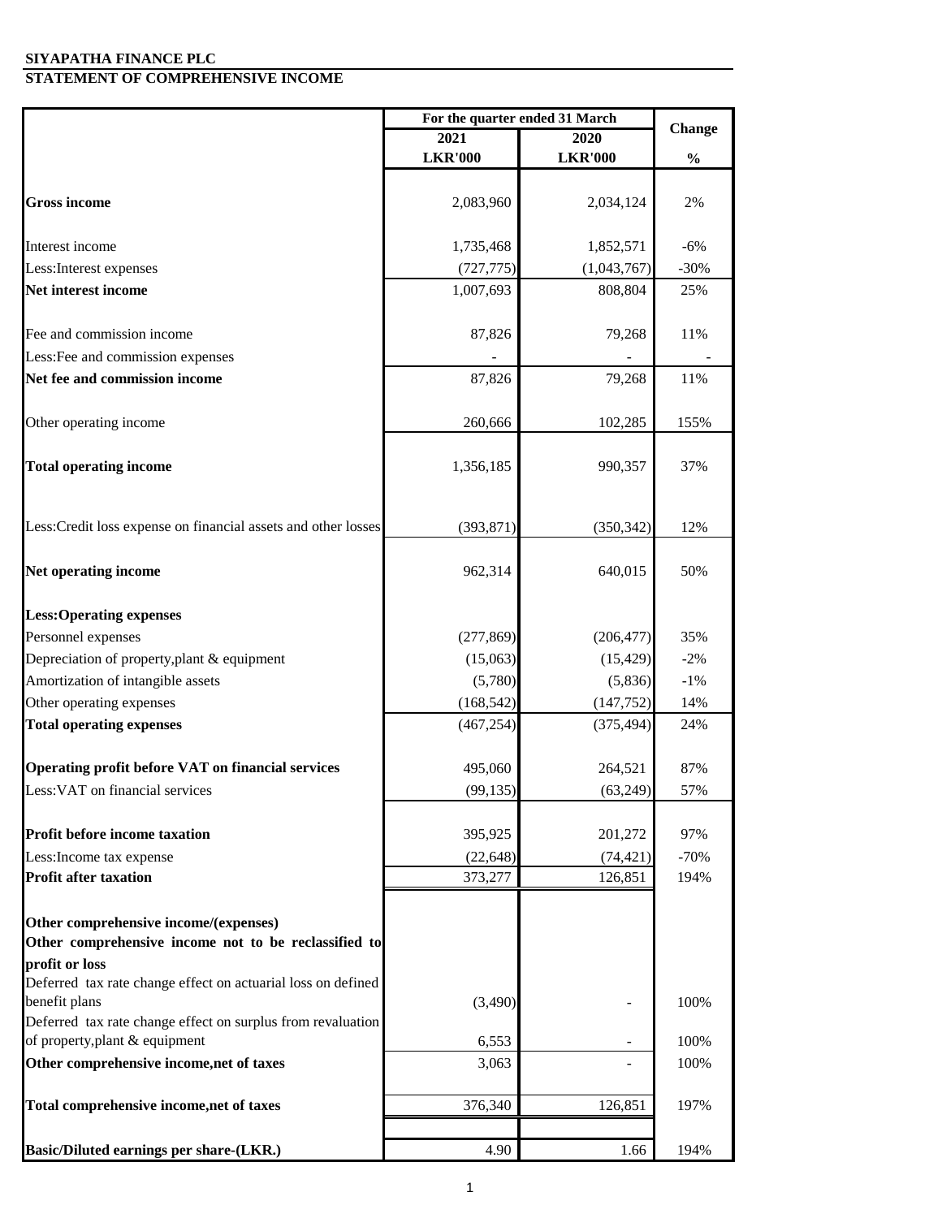**SIYAPATHA FINANCE PLC**

**STATEMENT OF COMPREHENSIVE INCOME**

| | For the quarter ended 31 March | | Change |
|---|---|---|---|
| | 2021 | 2020 | |
| | LKR'000 | LKR'000 | % |
| **Gross income** | 2,083,960 | 2,034,124 | 2% |
| Interest income | 1,735,468 | 1,852,571 | -6% |
| Less:Interest expenses | (727,775) | (1,043,767) | -30% |
| **Net interest income** | 1,007,693 | 808,804 | 25% |
| Fee and commission income | 87,826 | 79,268 | 11% |
| Less:Fee and commission expenses | - | - | - |
| **Net fee and commission income** | 87,826 | 79,268 | 11% |
| Other operating income | 260,666 | 102,285 | 155% |
| **Total operating income** | 1,356,185 | 990,357 | 37% |
| Less:Credit loss expense on financial assets and other losses | (393,871) | (350,342) | 12% |
| **Net operating income** | 962,314 | 640,015 | 50% |
| **Less:Operating expenses** | | | |
| Personnel expenses | (277,869) | (206,477) | 35% |
| Depreciation of property,plant & equipment | (15,063) | (15,429) | -2% |
| Amortization of intangible assets | (5,780) | (5,836) | -1% |
| Other operating expenses | (168,542) | (147,752) | 14% |
| **Total operating expenses** | (467,254) | (375,494) | 24% |
| **Operating profit before VAT on financial services** | 495,060 | 264,521 | 87% |
| Less:VAT on financial services | (99,135) | (63,249) | 57% |
| **Profit before income taxation** | 395,925 | 201,272 | 97% |
| Less:Income tax expense | (22,648) | (74,421) | -70% |
| **Profit after taxation** | 373,277 | 126,851 | 194% |
| **Other comprehensive income/(expenses)** | | | |
| **Other comprehensive income not to be reclassified to profit or loss** | | | |
| Deferred tax rate change effect on actuarial loss on defined benefit plans | (3,490) | - | 100% |
| Deferred tax rate change effect on surplus from revaluation of property,plant & equipment | 6,553 | - | 100% |
| **Other comprehensive income,net of taxes** | 3,063 | - | 100% |
| **Total comprehensive income,net of taxes** | 376,340 | 126,851 | 197% |
| **Basic/Diluted earnings per share-(LKR.)** | 4.90 | 1.66 | 194% |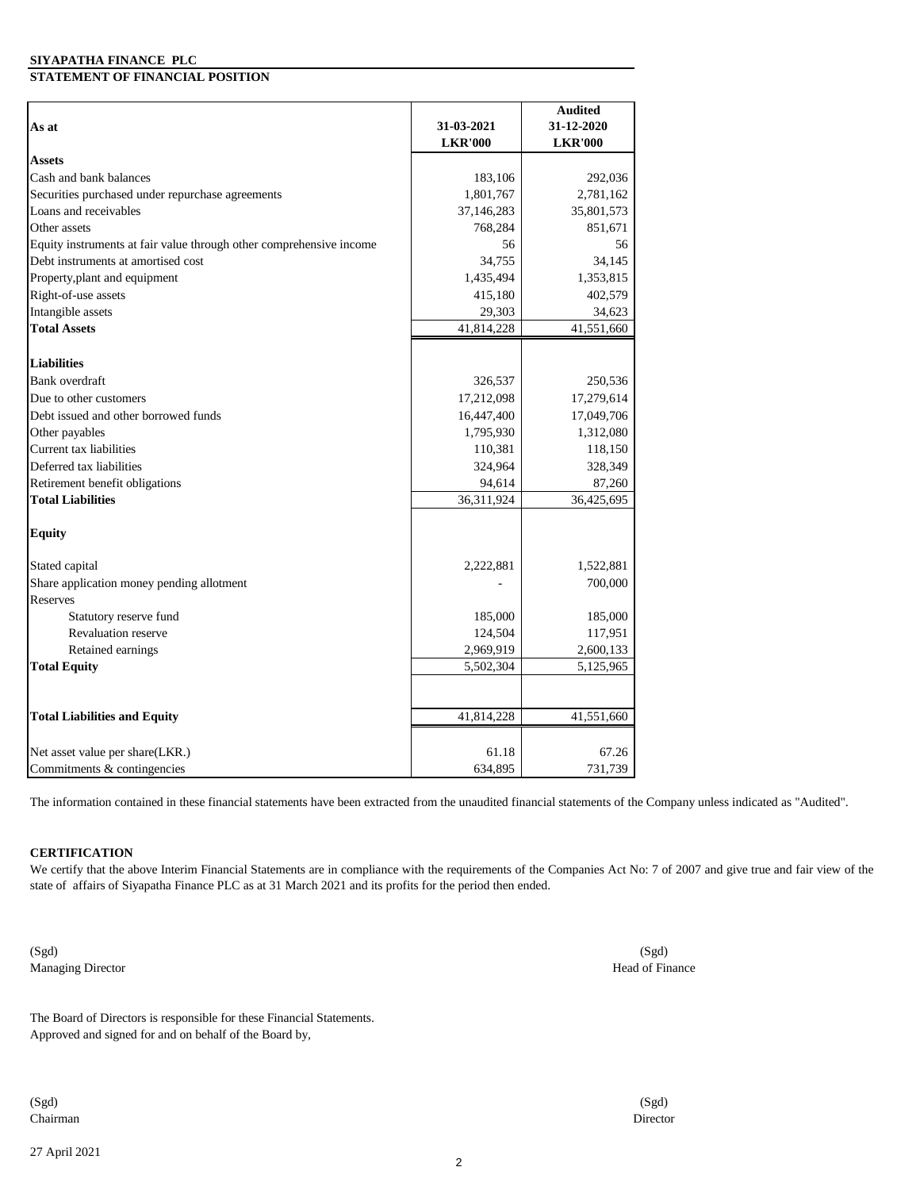**SIYAPATHA FINANCE PLC**

**STATEMENT OF FINANCIAL POSITION**

| As at | 31-03-2021 LKR'000 | Audited 31-12-2020 LKR'000 |
|---|---|---|
| **Assets** | | |
| Cash and bank balances | 183,106 | 292,036 |
| Securities purchased under repurchase agreements | 1,801,767 | 2,781,162 |
| Loans and receivables | 37,146,283 | 35,801,573 |
| Other assets | 768,284 | 851,671 |
| Equity instruments at fair value through other comprehensive income | 56 | 56 |
| Debt instruments at amortised cost | 34,755 | 34,145 |
| Property,plant and equipment | 1,435,494 | 1,353,815 |
| Right-of-use assets | 415,180 | 402,579 |
| Intangible assets | 29,303 | 34,623 |
| **Total Assets** | 41,814,228 | 41,551,660 |
| | | |
| **Liabilities** | | |
| Bank overdraft | 326,537 | 250,536 |
| Due to other customers | 17,212,098 | 17,279,614 |
| Debt issued and other borrowed funds | 16,447,400 | 17,049,706 |
| Other payables | 1,795,930 | 1,312,080 |
| Current tax liabilities | 110,381 | 118,150 |
| Deferred tax liabilities | 324,964 | 328,349 |
| Retirement benefit obligations | 94,614 | 87,260 |
| **Total Liabilities** | 36,311,924 | 36,425,695 |
| | | |
| **Equity** | | |
| | | |
| Stated capital | 2,222,881 | 1,522,881 |
| Share application money pending allotment | - | 700,000 |
| Reserves | | |
| Statutory reserve fund | 185,000 | 185,000 |
| Revaluation reserve | 124,504 | 117,951 |
| Retained earnings | 2,969,919 | 2,600,133 |
| **Total Equity** | 5,502,304 | 5,125,965 |
| | | |
| **Total Liabilities and Equity** | 41,814,228 | 41,551,660 |
| | | |
| Net asset value per share(LKR.) | 61.18 | 67.26 |
| Commitments & contingencies | 634,895 | 731,739 |

The information contained in these financial statements have been extracted from the unaudited financial statements of the Company unless indicated as "Audited".

**CERTIFICATION**

We certify that the above Interim Financial Statements are in compliance with the requirements of the Companies Act No: 7 of 2007 and give true and fair view of the state of affairs of Siyapatha Finance PLC as at 31 March 2021 and its profits for the period then ended.

(Sgd)
Managing Director

(Sgd)
Head of Finance

The Board of Directors is responsible for these Financial Statements.
Approved and signed for and on behalf of the Board by,

(Sgd)
Chairman

(Sgd)
Director

27 April 2021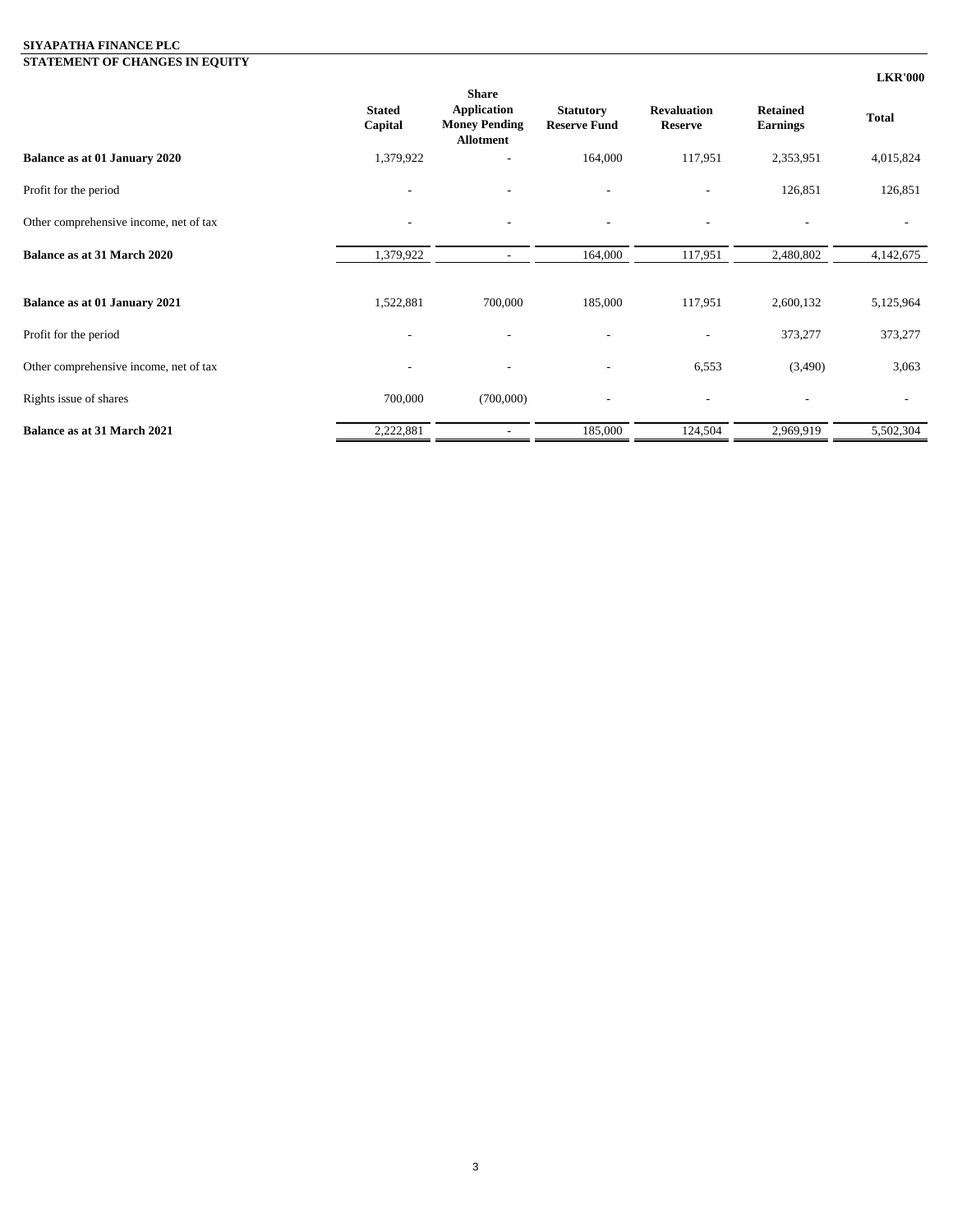**SIYAPATHA FINANCE PLC**

**STATEMENT OF CHANGES IN EQUITY**

**LKR'000**

| | Stated Capital | Share Application Money Pending Allotment | Statutory Reserve Fund | Revaluation Reserve | Retained Earnings | Total |
|---|---|---|---|---|---|---|
| **Balance as at 01 January 2020** | 1,379,922 | - | 164,000 | 117,951 | 2,353,951 | 4,015,824 |
| Profit for the period | - | - | - | - | 126,851 | 126,851 |
| Other comprehensive income, net of tax | - | - | - | - | - | - |
| **Balance as at 31 March 2020** | 1,379,922 | - | 164,000 | 117,951 | 2,480,802 | 4,142,675 |
| | | | | | | |
| **Balance as at 01 January 2021** | 1,522,881 | 700,000 | 185,000 | 117,951 | 2,600,132 | 5,125,964 |
| Profit for the period | - | - | - | - | 373,277 | 373,277 |
| Other comprehensive income, net of tax | - | - | - | 6,553 | (3,490) | 3,063 |
| Rights issue of shares | 700,000 | (700,000) | - | - | - | - |
| **Balance as at 31 March 2021** | 2,222,881 | - | 185,000 | 124,504 | 2,969,919 | 5,502,304 |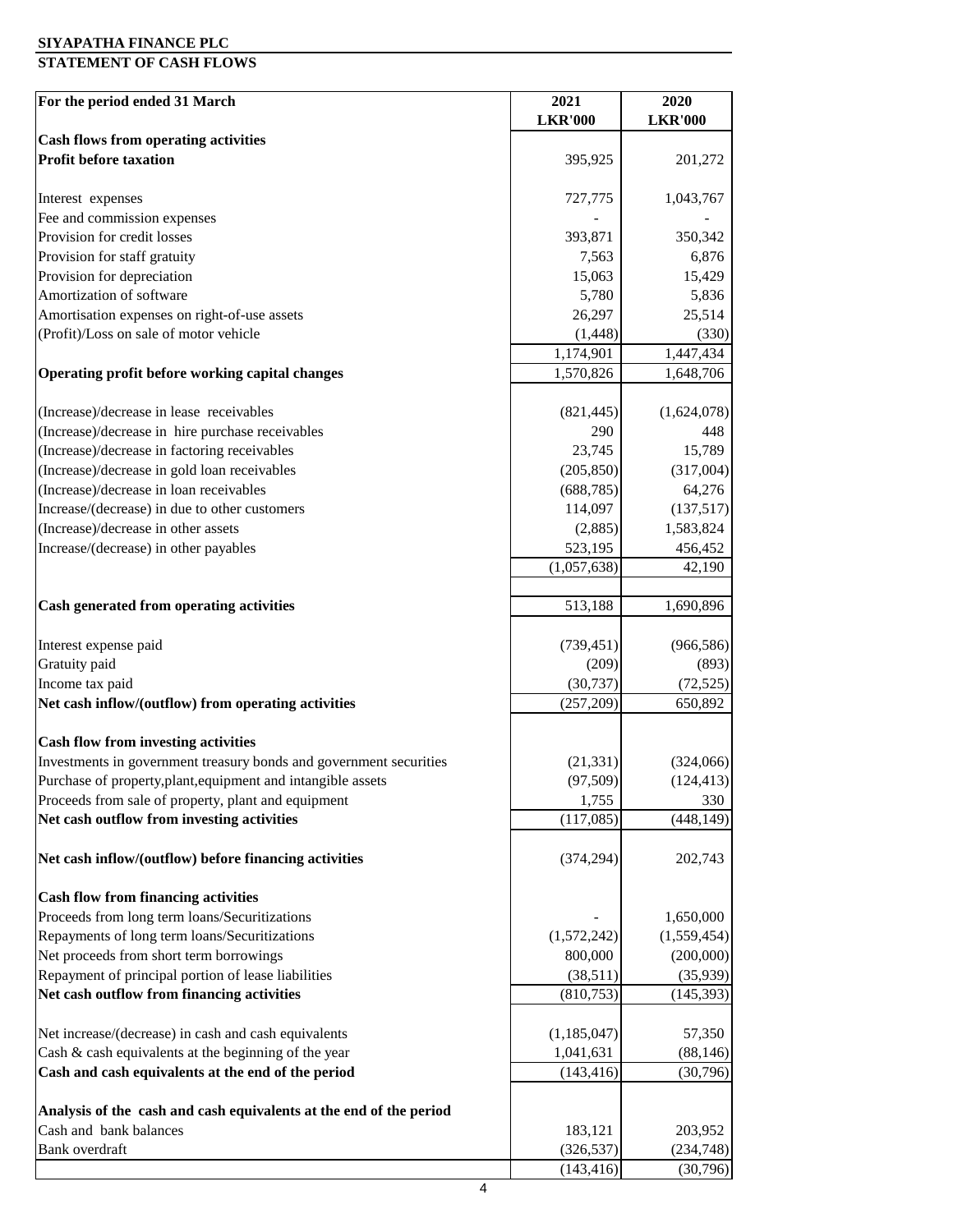# SIYAPATHA FINANCE PLC

## STATEMENT OF CASH FLOWS

| For the period ended 31 March | 2021 LKR'000 | 2020 LKR'000 |
|---|---|---|
| **Cash flows from operating activities** | | |
| **Profit before taxation** | 395,925 | 201,272 |
| | | |
| Interest expenses | 727,775 | 1,043,767 |
| Fee and commission expenses | - | - |
| Provision for credit losses | 393,871 | 350,342 |
| Provision for staff gratuity | 7,563 | 6,876 |
| Provision for depreciation | 15,063 | 15,429 |
| Amortization of software | 5,780 | 5,836 |
| Amortisation expenses on right-of-use assets | 26,297 | 25,514 |
| (Profit)/Loss on sale of motor vehicle | (1,448) | (330) |
| | 1,174,901 | 1,447,434 |
| **Operating profit before working capital changes** | 1,570,826 | 1,648,706 |
| | | |
| (Increase)/decrease in lease receivables | (821,445) | (1,624,078) |
| (Increase)/decrease in hire purchase receivables | 290 | 448 |
| (Increase)/decrease in factoring receivables | 23,745 | 15,789 |
| (Increase)/decrease in gold loan receivables | (205,850) | (317,004) |
| (Increase)/decrease in loan receivables | (688,785) | 64,276 |
| Increase/(decrease) in due to other customers | 114,097 | (137,517) |
| (Increase)/decrease in other assets | (2,885) | 1,583,824 |
| Increase/(decrease) in other payables | 523,195 | 456,452 |
| | (1,057,638) | 42,190 |
| | | |
| **Cash generated from operating activities** | 513,188 | 1,690,896 |
| | | |
| Interest expense paid | (739,451) | (966,586) |
| Gratuity paid | (209) | (893) |
| Income tax paid | (30,737) | (72,525) |
| **Net cash inflow/(outflow) from operating activities** | (257,209) | 650,892 |
| | | |
| **Cash flow from investing activities** | | |
| Investments in government treasury bonds and government securities | (21,331) | (324,066) |
| Purchase of property,plant,equipment and intangible assets | (97,509) | (124,413) |
| Proceeds from sale of property, plant and equipment | 1,755 | 330 |
| **Net cash outflow from investing activities** | (117,085) | (448,149) |
| | | |
| **Net cash inflow/(outflow) before financing activities** | (374,294) | 202,743 |
| | | |
| **Cash flow from financing activities** | | |
| Proceeds from long term loans/Securitizations | - | 1,650,000 |
| Repayments of long term loans/Securitizations | (1,572,242) | (1,559,454) |
| Net proceeds from short term borrowings | 800,000 | (200,000) |
| Repayment of principal portion of lease liabilities | (38,511) | (35,939) |
| **Net cash outflow from financing activities** | (810,753) | (145,393) |
| | | |
| Net increase/(decrease) in cash and cash equivalents | (1,185,047) | 57,350 |
| Cash & cash equivalents at the beginning of the year | 1,041,631 | (88,146) |
| **Cash and cash equivalents at the end of the period** | (143,416) | (30,796) |
| | | |
| **Analysis of the cash and cash equivalents at the end of the period** | | |
| Cash and bank balances | 183,121 | 203,952 |
| Bank overdraft | (326,537) | (234,748) |
| | (143,416) | (30,796) |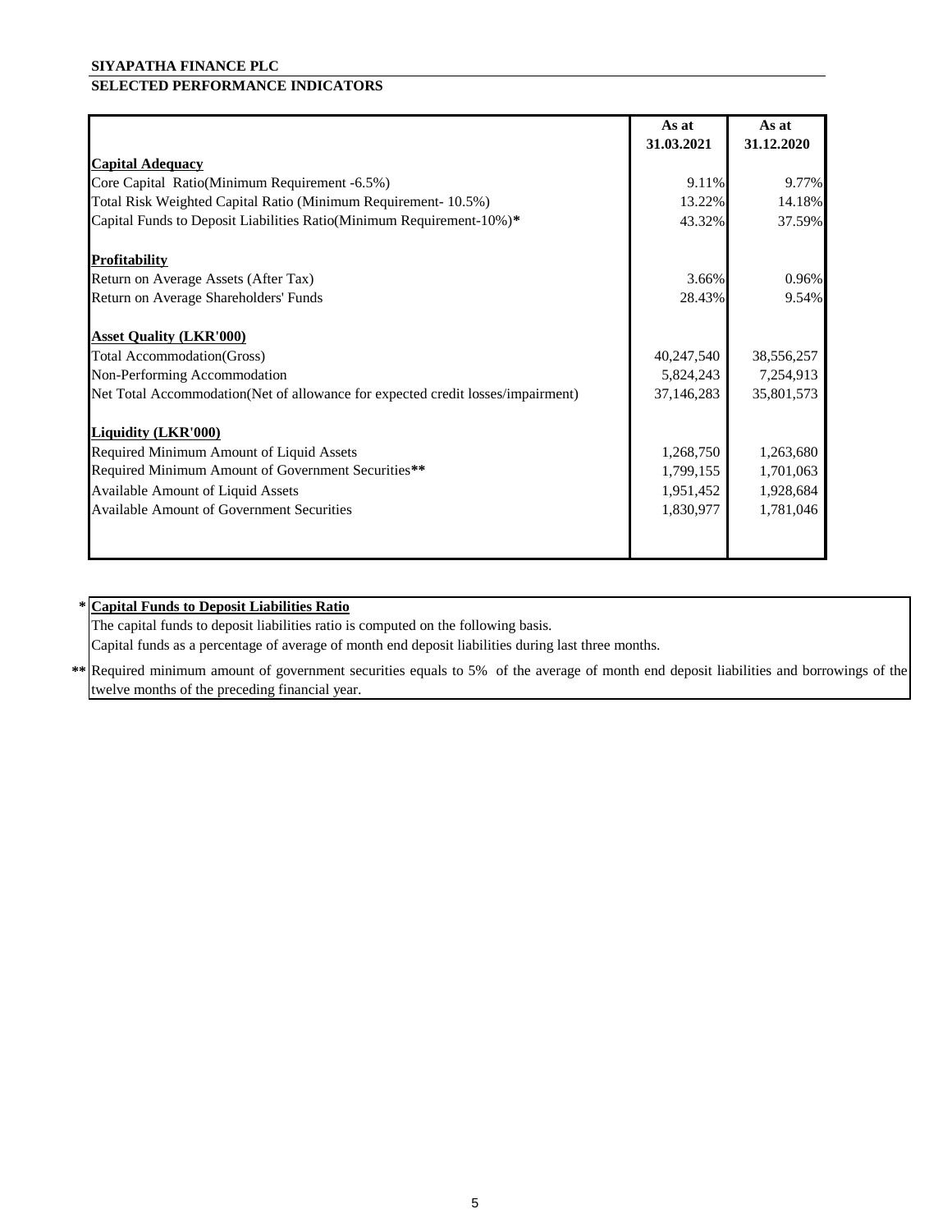**SIYAPATHA FINANCE PLC**

**SELECTED PERFORMANCE INDICATORS**

| | As at 31.03.2021 | As at 31.12.2020 |
|---|---|---|
| **Capital Adequacy** | | |
| Core Capital Ratio(Minimum Requirement -6.5%) | 9.11% | 9.77% |
| Total Risk Weighted Capital Ratio (Minimum Requirement- 10.5%) | 13.22% | 14.18% |
| Capital Funds to Deposit Liabilities Ratio(Minimum Requirement-10%)* | 43.32% | 37.59% |
| **Profitability** | | |
| Return on Average Assets (After Tax) | 3.66% | 0.96% |
| Return on Average Shareholders' Funds | 28.43% | 9.54% |
| **Asset Quality (LKR'000)** | | |
| Total Accommodation(Gross) | 40,247,540 | 38,556,257 |
| Non-Performing Accommodation | 5,824,243 | 7,254,913 |
| Net Total Accommodation(Net of allowance for expected credit losses/impairment) | 37,146,283 | 35,801,573 |
| **Liquidity (LKR'000)** | | |
| Required Minimum Amount of Liquid Assets | 1,268,750 | 1,263,680 |
| Required Minimum Amount of Government Securities** | 1,799,155 | 1,701,063 |
| Available Amount of Liquid Assets | 1,951,452 | 1,928,684 |
| Available Amount of Government Securities | 1,830,977 | 1,781,046 |

\* **Capital Funds to Deposit Liabilities Ratio**

The capital funds to deposit liabilities ratio is computed on the following basis.

Capital funds as a percentage of average of month end deposit liabilities during last three months.

\*\* Required minimum amount of government securities equals to 5% of the average of month end deposit liabilities and borrowings of the twelve months of the preceding financial year.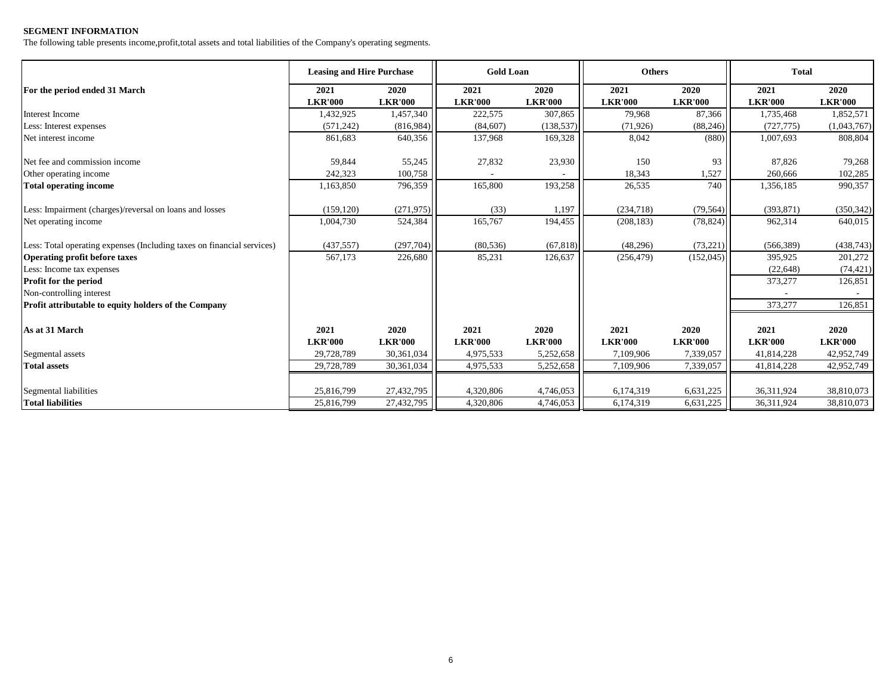**SEGMENT INFORMATION**

The following table presents income,profit,total assets and total liabilities of the Company's operating segments.

| | Leasing and Hire Purchase | | Gold Loan | | Others | | Total | |
|---|---|---|---|---|---|---|---|---|
| **For the period ended 31 March** | **2021** | **2020** | **2021** | **2020** | **2021** | **2020** | **2021** | **2020** |
| | **LKR'000** | **LKR'000** | **LKR'000** | **LKR'000** | **LKR'000** | **LKR'000** | **LKR'000** | **LKR'000** |
| Interest Income | 1,432,925 | 1,457,340 | 222,575 | 307,865 | 79,968 | 87,366 | 1,735,468 | 1,852,571 |
| Less: Interest expenses | (571,242) | (816,984) | (84,607) | (138,537) | (71,926) | (88,246) | (727,775) | (1,043,767) |
| Net interest income | 861,683 | 640,356 | 137,968 | 169,328 | 8,042 | (880) | 1,007,693 | 808,804 |
| Net fee and commission income | 59,844 | 55,245 | 27,832 | 23,930 | 150 | 93 | 87,826 | 79,268 |
| Other operating income | 242,323 | 100,758 | - | - | 18,343 | 1,527 | 260,666 | 102,285 |
| **Total operating income** | 1,163,850 | 796,359 | 165,800 | 193,258 | 26,535 | 740 | 1,356,185 | 990,357 |
| Less: Impairment (charges)/reversal on loans and losses | (159,120) | (271,975) | (33) | 1,197 | (234,718) | (79,564) | (393,871) | (350,342) |
| Net operating income | 1,004,730 | 524,384 | 165,767 | 194,455 | (208,183) | (78,824) | 962,314 | 640,015 |
| Less: Total operating expenses (Including taxes on financial services) | (437,557) | (297,704) | (80,536) | (67,818) | (48,296) | (73,221) | (566,389) | (438,743) |
| **Operating profit before taxes** | 567,173 | 226,680 | 85,231 | 126,637 | (256,479) | (152,045) | 395,925 | 201,272 |
| Less: Income tax expenses | | | | | | | (22,648) | (74,421) |
| **Profit for the period** | | | | | | | 373,277 | 126,851 |
| Non-controlling interest | | | | | | | - | - |
| **Profit attributable to equity holders of the Company** | | | | | | | 373,277 | 126,851 |
| **As at 31 March** | **2021** | **2020** | **2021** | **2020** | **2021** | **2020** | **2021** | **2020** |
| | **LKR'000** | **LKR'000** | **LKR'000** | **LKR'000** | **LKR'000** | **LKR'000** | **LKR'000** | **LKR'000** |
| Segmental assets | 29,728,789 | 30,361,034 | 4,975,533 | 5,252,658 | 7,109,906 | 7,339,057 | 41,814,228 | 42,952,749 |
| **Total assets** | 29,728,789 | 30,361,034 | 4,975,533 | 5,252,658 | 7,109,906 | 7,339,057 | 41,814,228 | 42,952,749 |
| Segmental liabilities | 25,816,799 | 27,432,795 | 4,320,806 | 4,746,053 | 6,174,319 | 6,631,225 | 36,311,924 | 38,810,073 |
| **Total liabilities** | 25,816,799 | 27,432,795 | 4,320,806 | 4,746,053 | 6,174,319 | 6,631,225 | 36,311,924 | 38,810,073 |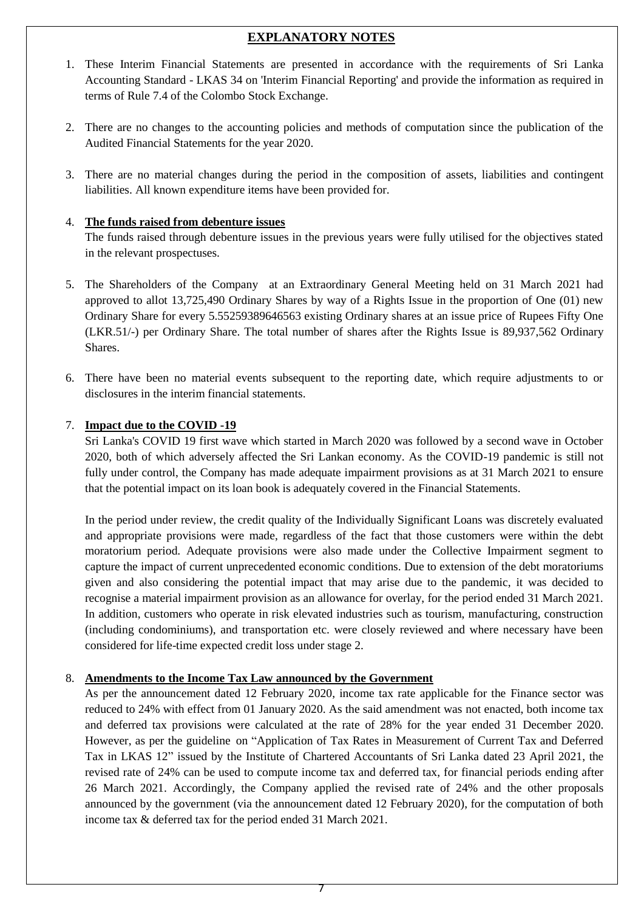# EXPLANATORY NOTES

1. These Interim Financial Statements are presented in accordance with the requirements of Sri Lanka Accounting Standard - LKAS 34 on 'Interim Financial Reporting' and provide the information as required in terms of Rule 7.4 of the Colombo Stock Exchange.

2. There are no changes to the accounting policies and methods of computation since the publication of the Audited Financial Statements for the year 2020.

3. There are no material changes during the period in the composition of assets, liabilities and contingent liabilities. All known expenditure items have been provided for.

4. **The funds raised from debenture issues**

   The funds raised through debenture issues in the previous years were fully utilised for the objectives stated in the relevant prospectuses.

5. The Shareholders of the Company at an Extraordinary General Meeting held on 31 March 2021 had approved to allot 13,725,490 Ordinary Shares by way of a Rights Issue in the proportion of One (01) new Ordinary Share for every 5.55259389646563 existing Ordinary shares at an issue price of Rupees Fifty One (LKR.51/-) per Ordinary Share. The total number of shares after the Rights Issue is 89,937,562 Ordinary Shares.

6. There have been no material events subsequent to the reporting date, which require adjustments to or disclosures in the interim financial statements.

7. **Impact due to the COVID -19**

   Sri Lanka's COVID 19 first wave which started in March 2020 was followed by a second wave in October 2020, both of which adversely affected the Sri Lankan economy. As the COVID-19 pandemic is still not fully under control, the Company has made adequate impairment provisions as at 31 March 2021 to ensure that the potential impact on its loan book is adequately covered in the Financial Statements.

   In the period under review, the credit quality of the Individually Significant Loans was discretely evaluated and appropriate provisions were made, regardless of the fact that those customers were within the debt moratorium period. Adequate provisions were also made under the Collective Impairment segment to capture the impact of current unprecedented economic conditions. Due to extension of the debt moratoriums given and also considering the potential impact that may arise due to the pandemic, it was decided to recognise a material impairment provision as an allowance for overlay, for the period ended 31 March 2021. In addition, customers who operate in risk elevated industries such as tourism, manufacturing, construction (including condominiums), and transportation etc. were closely reviewed and where necessary have been considered for life-time expected credit loss under stage 2.

8. **Amendments to the Income Tax Law announced by the Government**

   As per the announcement dated 12 February 2020, income tax rate applicable for the Finance sector was reduced to 24% with effect from 01 January 2020. As the said amendment was not enacted, both income tax and deferred tax provisions were calculated at the rate of 28% for the year ended 31 December 2020. However, as per the guideline on "Application of Tax Rates in Measurement of Current Tax and Deferred Tax in LKAS 12" issued by the Institute of Chartered Accountants of Sri Lanka dated 23 April 2021, the revised rate of 24% can be used to compute income tax and deferred tax, for financial periods ending after 26 March 2021. Accordingly, the Company applied the revised rate of 24% and the other proposals announced by the government (via the announcement dated 12 February 2020), for the computation of both income tax & deferred tax for the period ended 31 March 2021.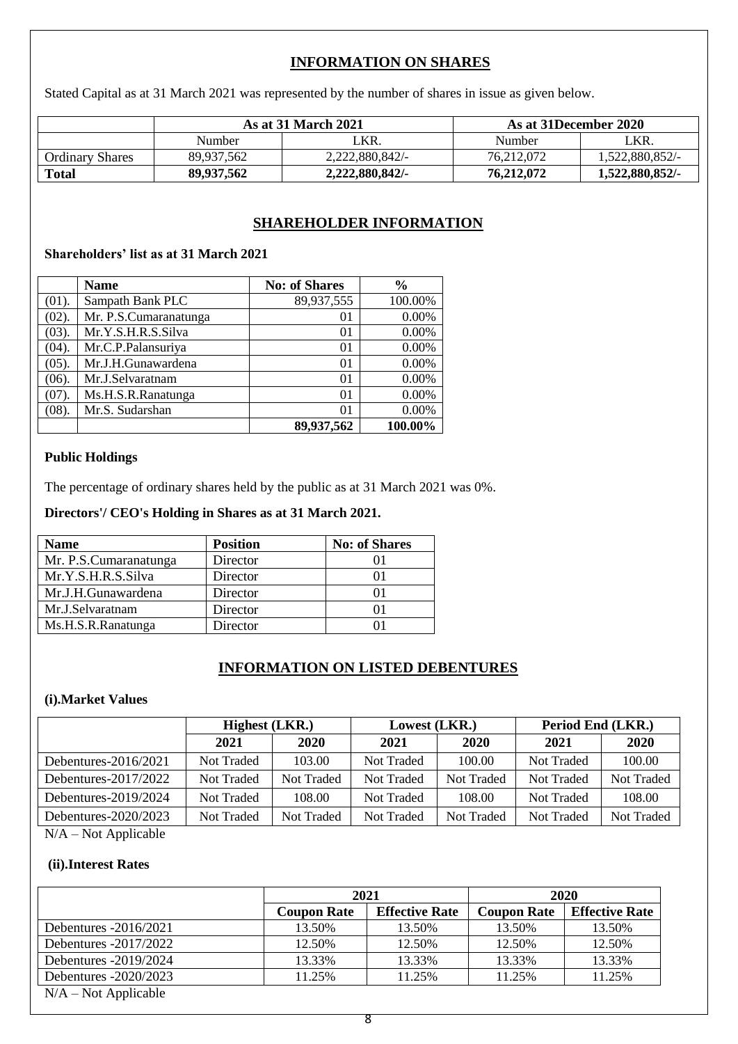## INFORMATION ON SHARES

Stated Capital as at 31 March 2021 was represented by the number of shares in issue as given below.

| | As at 31 March 2021 | | As at 31December 2020 | |
|---|---|---|---|---|
| | Number | LKR. | Number | LKR. |
| Ordinary Shares | 89,937,562 | 2,222,880,842/- | 76,212,072 | 1,522,880,852/- |
| **Total** | **89,937,562** | **2,222,880,842/-** | **76,212,072** | **1,522,880,852/-** |

## SHAREHOLDER INFORMATION

**Shareholders' list as at 31 March 2021**

| | Name | No: of Shares | % |
|---|---|---|---|
| (01). | Sampath Bank PLC | 89,937,555 | 100.00% |
| (02). | Mr. P.S.Cumaranatunga | 01 | 0.00% |
| (03). | Mr.Y.S.H.R.S.Silva | 01 | 0.00% |
| (04). | Mr.C.P.Palansuriya | 01 | 0.00% |
| (05). | Mr.J.H.Gunawardena | 01 | 0.00% |
| (06). | Mr.J.Selvaratnam | 01 | 0.00% |
| (07). | Ms.H.S.R.Ranatunga | 01 | 0.00% |
| (08). | Mr.S. Sudarshan | 01 | 0.00% |
| | | **89,937,562** | **100.00%** |

**Public Holdings**

The percentage of ordinary shares held by the public as at 31 March 2021 was 0%.

**Directors'/ CEO's Holding in Shares as at 31 March 2021.**

| Name | Position | No: of Shares |
|---|---|---|
| Mr. P.S.Cumaranatunga | Director | 01 |
| Mr.Y.S.H.R.S.Silva | Director | 01 |
| Mr.J.H.Gunawardena | Director | 01 |
| Mr.J.Selvaratnam | Director | 01 |
| Ms.H.S.R.Ranatunga | Director | 01 |

## INFORMATION ON LISTED DEBENTURES

**(i).Market Values**

| | Highest (LKR.) | | Lowest (LKR.) | | Period End (LKR.) | |
|---|---|---|---|---|---|---|
| | 2021 | 2020 | 2021 | 2020 | 2021 | 2020 |
| Debentures-2016/2021 | Not Traded | 103.00 | Not Traded | 100.00 | Not Traded | 100.00 |
| Debentures-2017/2022 | Not Traded | Not Traded | Not Traded | Not Traded | Not Traded | Not Traded |
| Debentures-2019/2024 | Not Traded | 108.00 | Not Traded | 108.00 | Not Traded | 108.00 |
| Debentures-2020/2023 | Not Traded | Not Traded | Not Traded | Not Traded | Not Traded | Not Traded |

N/A – Not Applicable

**(ii).Interest Rates**

| | 2021 | | 2020 | |
|---|---|---|---|---|
| | Coupon Rate | Effective Rate | Coupon Rate | Effective Rate |
| Debentures -2016/2021 | 13.50% | 13.50% | 13.50% | 13.50% |
| Debentures -2017/2022 | 12.50% | 12.50% | 12.50% | 12.50% |
| Debentures -2019/2024 | 13.33% | 13.33% | 13.33% | 13.33% |
| Debentures -2020/2023 | 11.25% | 11.25% | 11.25% | 11.25% |

N/A – Not Applicable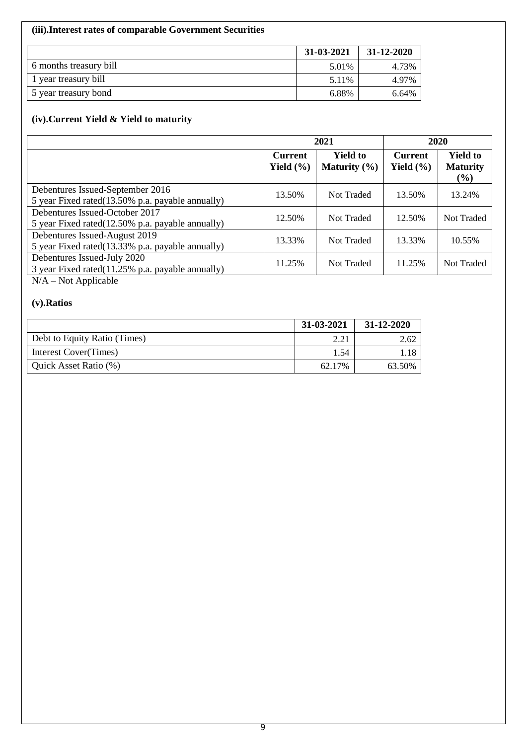### (iii).Interest rates of comparable Government Securities

| | 31-03-2021 | 31-12-2020 |
|---|---|---|
| 6 months treasury bill | 5.01% | 4.73% |
| 1 year treasury bill | 5.11% | 4.97% |
| 5 year treasury bond | 6.88% | 6.64% |

### (iv).Current Yield & Yield to maturity

| | 2021 | | 2020 | |
|---|---|---|---|---|
| | **Current Yield (%)** | **Yield to Maturity (%)** | **Current Yield (%)** | **Yield to Maturity (%)** |
| Debentures Issued-September 2016<br>5 year Fixed rated(13.50% p.a. payable annually) | 13.50% | Not Traded | 13.50% | 13.24% |
| Debentures Issued-October 2017<br>5 year Fixed rated(12.50% p.a. payable annually) | 12.50% | Not Traded | 12.50% | Not Traded |
| Debentures Issued-August 2019<br>5 year Fixed rated(13.33% p.a. payable annually) | 13.33% | Not Traded | 13.33% | 10.55% |
| Debentures Issued-July 2020<br>3 year Fixed rated(11.25% p.a. payable annually) | 11.25% | Not Traded | 11.25% | Not Traded |

N/A – Not Applicable

### (v).Ratios

| | 31-03-2021 | 31-12-2020 |
|---|---|---|
| Debt to Equity Ratio (Times) | 2.21 | 2.62 |
| Interest Cover(Times) | 1.54 | 1.18 |
| Quick Asset Ratio (%) | 62.17% | 63.50% |